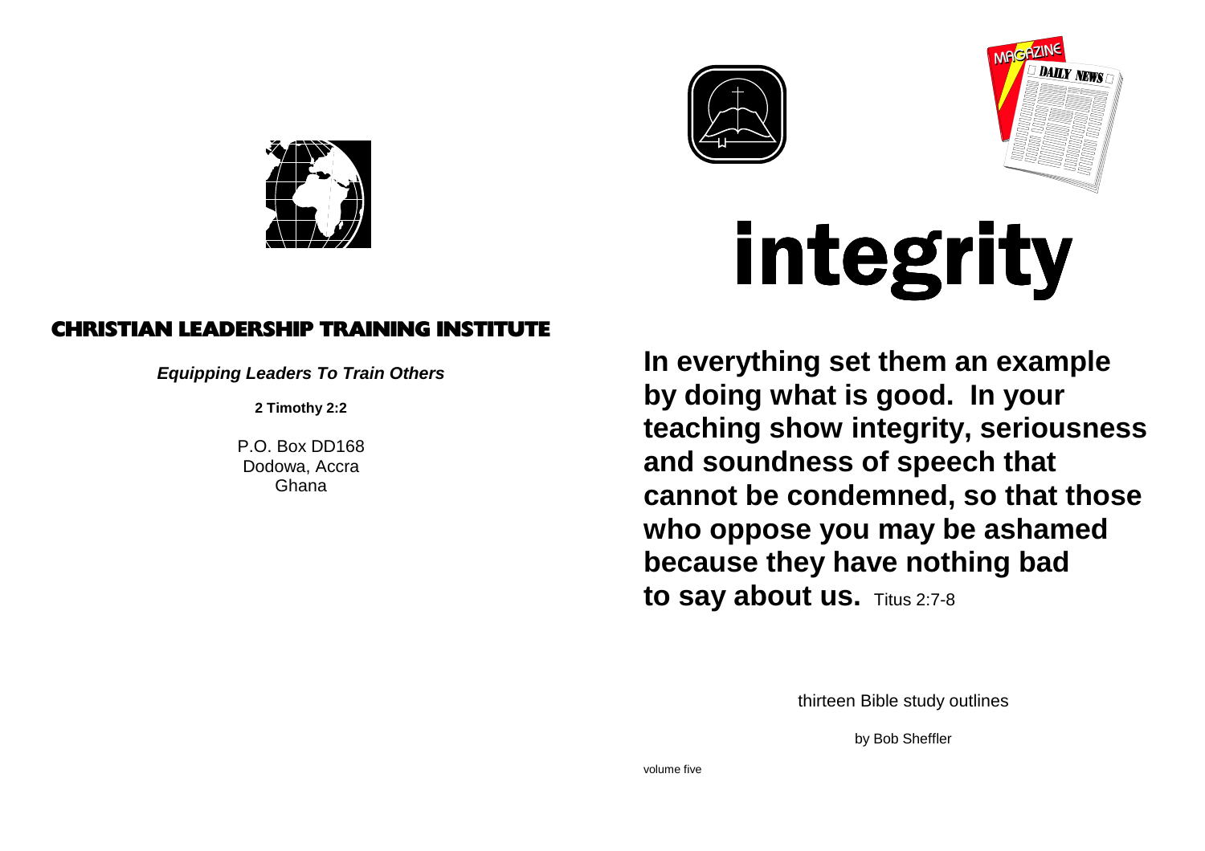# CHRISTIAN LEADERSHIP TRAINING INSTITUTE

***Equipping Leaders To Train Others***

**2 Timothy 2:2**

P.O. Box DD168
Dodowa, Accra
Ghana

# integrity

**In everything set them an example by doing what is good. In your teaching show integrity, seriousness and soundness of speech that cannot be condemned, so that those who oppose you may be ashamed because they have nothing bad to say about us.** Titus 2:7-8

thirteen Bible study outlines

by Bob Sheffler

volume five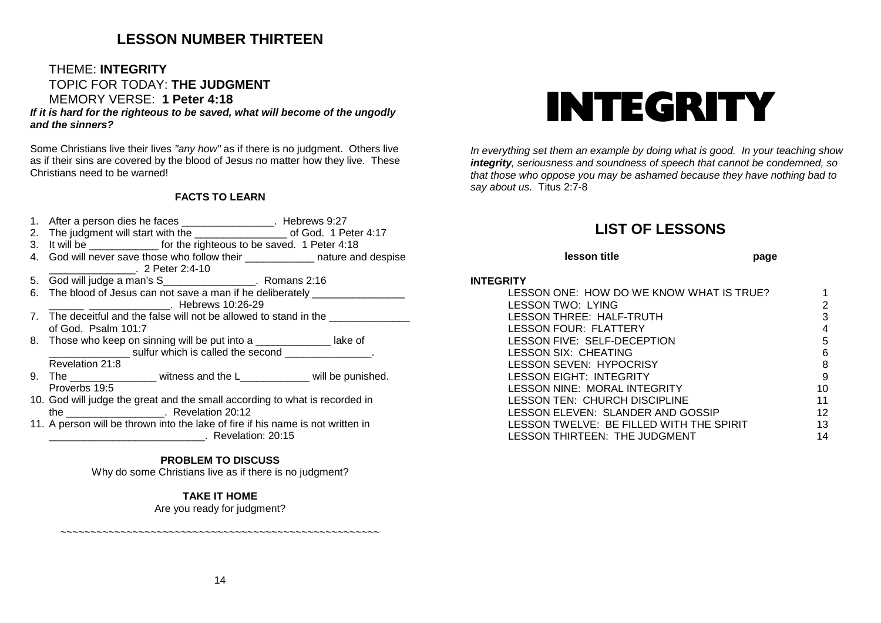## LESSON NUMBER THIRTEEN

THEME: **INTEGRITY**
TOPIC FOR TODAY: **THE JUDGMENT**
MEMORY VERSE: **1 Peter 4:18**
***If it is hard for the righteous to be saved, what will become of the ungodly and the sinners?***

Some Christians live their lives *"any how"* as if there is no judgment. Others live as if their sins are covered by the blood of Jesus no matter how they live. These Christians need to be warned!

**FACTS TO LEARN**

1. After a person dies he faces ________________. Hebrews 9:27
2. The judgment will start with the ________________ of God. 1 Peter 4:17
3. It will be ____________ for the righteous to be saved. 1 Peter 4:18
4. God will never save those who follow their ____________ nature and despise _______________. 2 Peter 2:4-10
5. God will judge a man's S________________. Romans 2:16
6. The blood of Jesus can not save a man if he deliberately ________________ ______ ______________. Hebrews 10:26-29
7. The deceitful and the false will not be allowed to stand in the ______________ of God. Psalm 101:7
8. Those who keep on sinning will be put into a _____________ lake of ______________ sulfur which is called the second _______________. Revelation 21:8
9. The _______________ witness and the L____________ will be punished. Proverbs 19:5
10. God will judge the great and the small according to what is recorded in the _________________. Revelation 20:12
11. A person will be thrown into the lake of fire if his name is not written in ___________________________. Revelation: 20:15

**PROBLEM TO DISCUSS**
Why do some Christians live as if there is no judgment?

**TAKE IT HOME**
Are you ready for judgment?

~~~~~~~~~~~~~~~~~~~~~~~~~~~~~~~~~~~~~~~~~~~~~~~~~~~~~~~~~~~~

# INTEGRITY

*In everything set them an example by doing what is good. In your teaching show* ***integrity****, seriousness and soundness of speech that cannot be condemned, so that those who oppose you may be ashamed because they have nothing bad to say about us.* Titus 2:7-8

## LIST OF LESSONS

| lesson title | page |
|---|---|
| **INTEGRITY** | |
| LESSON ONE: HOW DO WE KNOW WHAT IS TRUE? | 1 |
| LESSON TWO: LYING | 2 |
| LESSON THREE: HALF-TRUTH | 3 |
| LESSON FOUR: FLATTERY | 4 |
| LESSON FIVE: SELF-DECEPTION | 5 |
| LESSON SIX: CHEATING | 6 |
| LESSON SEVEN: HYPOCRISY | 8 |
| LESSON EIGHT: INTEGRITY | 9 |
| LESSON NINE: MORAL INTEGRITY | 10 |
| LESSON TEN: CHURCH DISCIPLINE | 11 |
| LESSON ELEVEN: SLANDER AND GOSSIP | 12 |
| LESSON TWELVE: BE FILLED WITH THE SPIRIT | 13 |
| LESSON THIRTEEN: THE JUDGMENT | 14 |